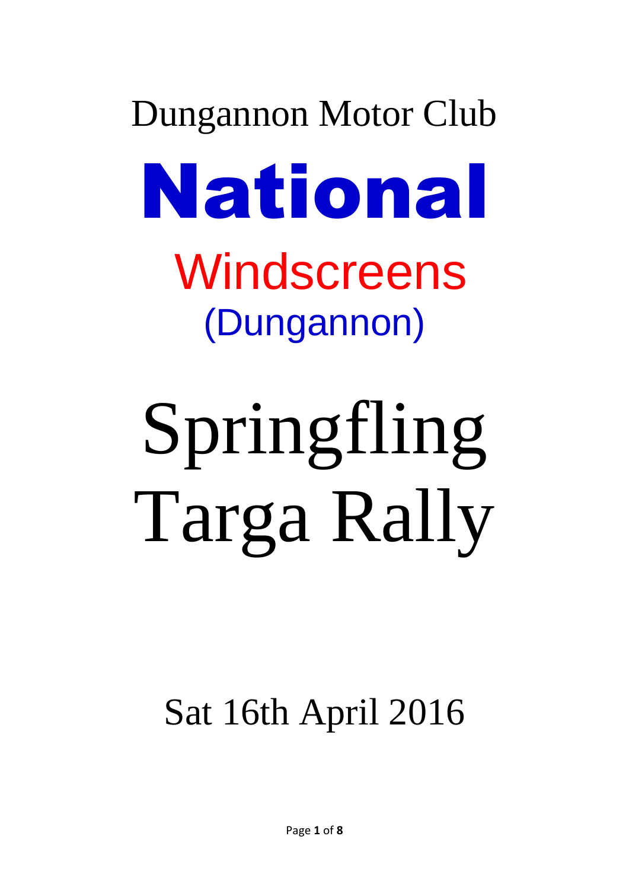Dungannon Motor Club

# National

## Windscreens

### (Dungannon)

# Springfling Targa Rally

Sat 16th April 2016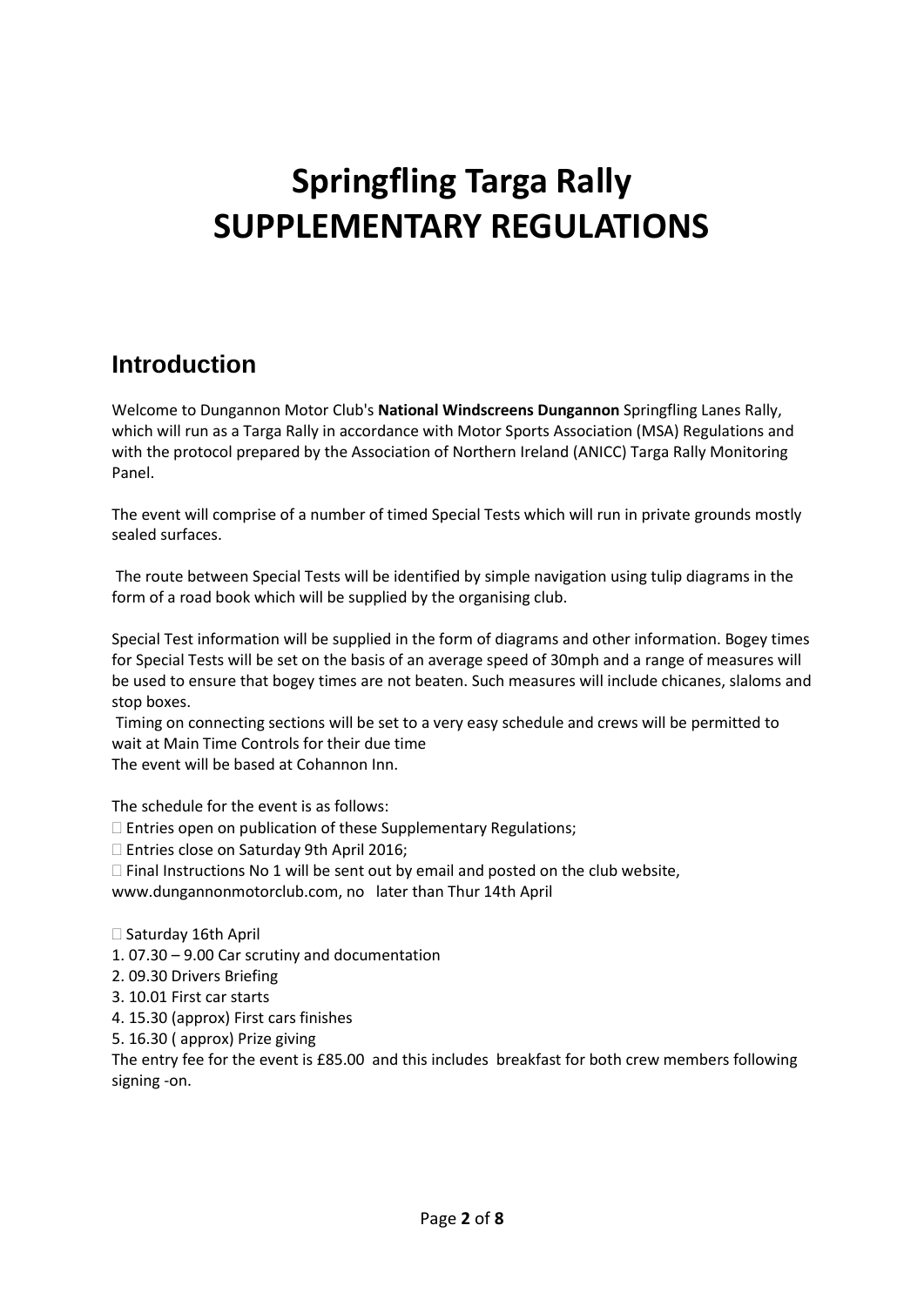# Springfling Targa Rally
# SUPPLEMENTARY REGULATIONS

## Introduction

Welcome to Dungannon Motor Club's **National Windscreens Dungannon** Springfling Lanes Rally, which will run as a Targa Rally in accordance with Motor Sports Association (MSA) Regulations and with the protocol prepared by the Association of Northern Ireland (ANICC) Targa Rally Monitoring Panel.

The event will comprise of a number of timed Special Tests which will run in private grounds mostly sealed surfaces.

The route between Special Tests will be identified by simple navigation using tulip diagrams in the form of a road book which will be supplied by the organising club.

Special Test information will be supplied in the form of diagrams and other information. Bogey times for Special Tests will be set on the basis of an average speed of 30mph and a range of measures will be used to ensure that bogey times are not beaten. Such measures will include chicanes, slaloms and stop boxes.

Timing on connecting sections will be set to a very easy schedule and crews will be permitted to wait at Main Time Controls for their due time

The event will be based at Cohannon Inn.

The schedule for the event is as follows:

- Entries open on publication of these Supplementary Regulations;
- Entries close on Saturday 9th April 2016;
- Final Instructions No 1 will be sent out by email and posted on the club website, www.dungannonmotorclub.com, no later than Thur 14th April

- Saturday 16th April

1. 07.30 – 9.00 Car scrutiny and documentation
2. 09.30 Drivers Briefing
3. 10.01 First car starts
4. 15.30 (approx) First cars finishes
5. 16.30 ( approx) Prize giving

The entry fee for the event is £85.00 and this includes breakfast for both crew members following signing -on.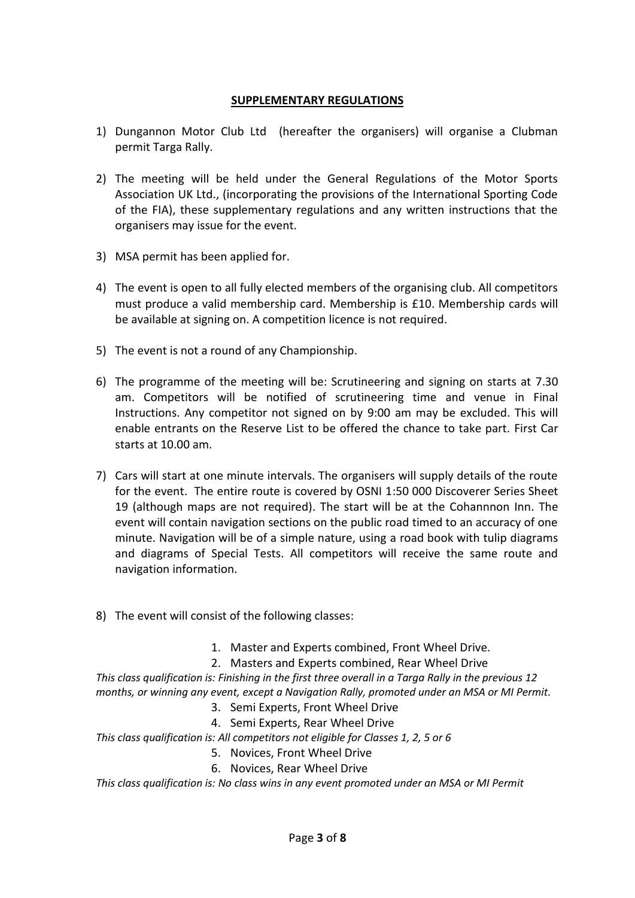## SUPPLEMENTARY REGULATIONS

1) Dungannon Motor Club Ltd (hereafter the organisers) will organise a Clubman permit Targa Rally.

2) The meeting will be held under the General Regulations of the Motor Sports Association UK Ltd., (incorporating the provisions of the International Sporting Code of the FIA), these supplementary regulations and any written instructions that the organisers may issue for the event.

3) MSA permit has been applied for.

4) The event is open to all fully elected members of the organising club. All competitors must produce a valid membership card. Membership is £10. Membership cards will be available at signing on. A competition licence is not required.

5) The event is not a round of any Championship.

6) The programme of the meeting will be: Scrutineering and signing on starts at 7.30 am. Competitors will be notified of scrutineering time and venue in Final Instructions. Any competitor not signed on by 9:00 am may be excluded. This will enable entrants on the Reserve List to be offered the chance to take part. First Car starts at 10.00 am.

7) Cars will start at one minute intervals. The organisers will supply details of the route for the event. The entire route is covered by OSNI 1:50 000 Discoverer Series Sheet 19 (although maps are not required). The start will be at the Cohannnon Inn. The event will contain navigation sections on the public road timed to an accuracy of one minute. Navigation will be of a simple nature, using a road book with tulip diagrams and diagrams of Special Tests. All competitors will receive the same route and navigation information.

8) The event will consist of the following classes:

    1. Master and Experts combined, Front Wheel Drive.
    2. Masters and Experts combined, Rear Wheel Drive

*This class qualification is: Finishing in the first three overall in a Targa Rally in the previous 12 months, or winning any event, except a Navigation Rally, promoted under an MSA or MI Permit.*

    3. Semi Experts, Front Wheel Drive
    4. Semi Experts, Rear Wheel Drive

*This class qualification is: All competitors not eligible for Classes 1, 2, 5 or 6*

    5. Novices, Front Wheel Drive
    6. Novices, Rear Wheel Drive

*This class qualification is: No class wins in any event promoted under an MSA or MI Permit*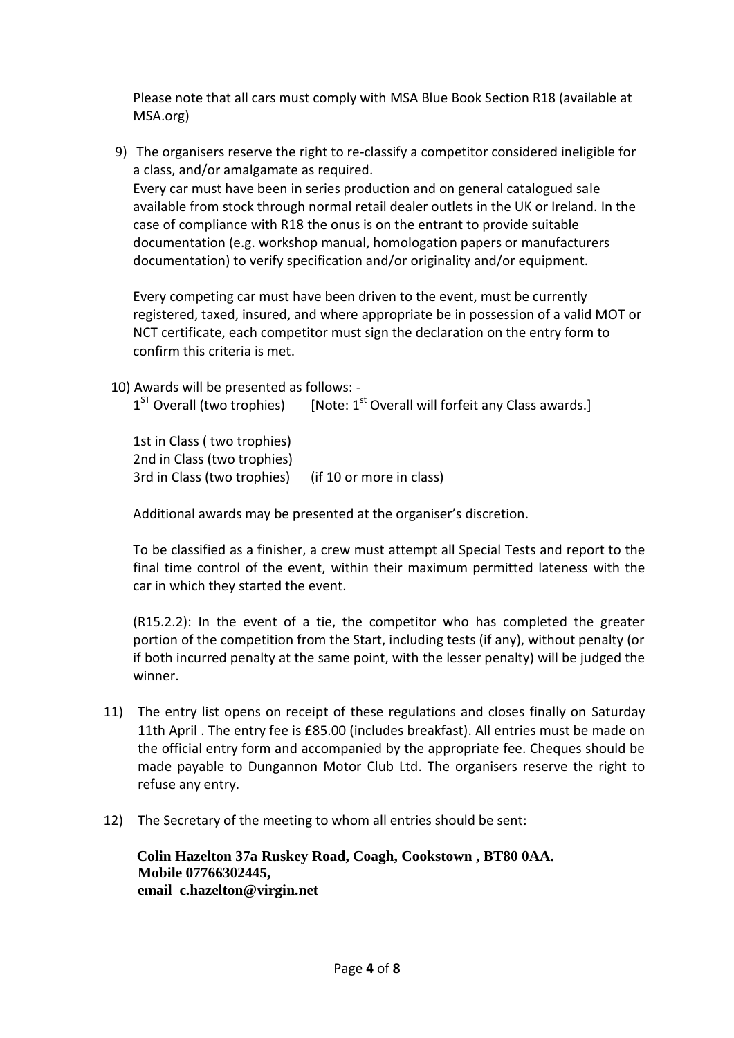Please note that all cars must comply with MSA Blue Book Section R18 (available at MSA.org)

9) The organisers reserve the right to re-classify a competitor considered ineligible for a class, and/or amalgamate as required.
   Every car must have been in series production and on general catalogued sale available from stock through normal retail dealer outlets in the UK or Ireland. In the case of compliance with R18 the onus is on the entrant to provide suitable documentation (e.g. workshop manual, homologation papers or manufacturers documentation) to verify specification and/or originality and/or equipment.

   Every competing car must have been driven to the event, must be currently registered, taxed, insured, and where appropriate be in possession of a valid MOT or NCT certificate, each competitor must sign the declaration on the entry form to confirm this criteria is met.

10) Awards will be presented as follows: -
    1ST Overall (two trophies)     [Note: 1st Overall will forfeit any Class awards.]

    1st in Class ( two trophies)
    2nd in Class (two trophies)
    3rd in Class (two trophies)     (if 10 or more in class)

    Additional awards may be presented at the organiser's discretion.

    To be classified as a finisher, a crew must attempt all Special Tests and report to the final time control of the event, within their maximum permitted lateness with the car in which they started the event.

    (R15.2.2): In the event of a tie, the competitor who has completed the greater portion of the competition from the Start, including tests (if any), without penalty (or if both incurred penalty at the same point, with the lesser penalty) will be judged the winner.

11) The entry list opens on receipt of these regulations and closes finally on Saturday 11th April . The entry fee is £85.00 (includes breakfast). All entries must be made on the official entry form and accompanied by the appropriate fee. Cheques should be made payable to Dungannon Motor Club Ltd. The organisers reserve the right to refuse any entry.

12) The Secretary of the meeting to whom all entries should be sent:

    **Colin Hazelton 37a Ruskey Road, Coagh, Cookstown , BT80 0AA.**
    **Mobile 07766302445,**
    **email c.hazelton@virgin.net**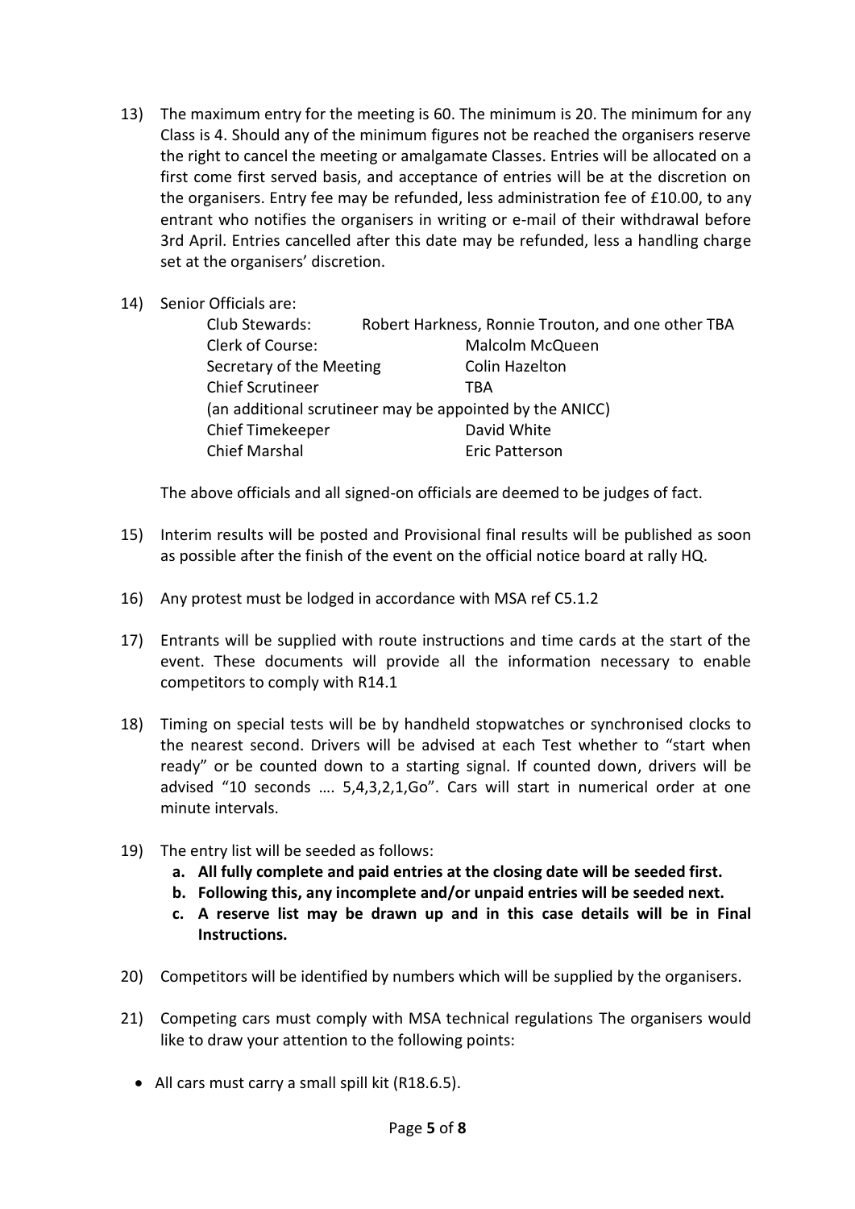13) The maximum entry for the meeting is 60. The minimum is 20. The minimum for any Class is 4. Should any of the minimum figures not be reached the organisers reserve the right to cancel the meeting or amalgamate Classes. Entries will be allocated on a first come first served basis, and acceptance of entries will be at the discretion on the organisers. Entry fee may be refunded, less administration fee of £10.00, to any entrant who notifies the organisers in writing or e-mail of their withdrawal before 3rd April. Entries cancelled after this date may be refunded, less a handling charge set at the organisers' discretion.

14) Senior Officials are:

| | |
|---|---|
| Club Stewards: | Robert Harkness, Ronnie Trouton, and one other TBA |
| Clerk of Course: | Malcolm McQueen |
| Secretary of the Meeting | Colin Hazelton |
| Chief Scrutineer | TBA |
| (an additional scrutineer may be appointed by the ANICC) | |
| Chief Timekeeper | David White |
| Chief Marshal | Eric Patterson |

The above officials and all signed-on officials are deemed to be judges of fact.

15) Interim results will be posted and Provisional final results will be published as soon as possible after the finish of the event on the official notice board at rally HQ.

16) Any protest must be lodged in accordance with MSA ref C5.1.2

17) Entrants will be supplied with route instructions and time cards at the start of the event. These documents will provide all the information necessary to enable competitors to comply with R14.1

18) Timing on special tests will be by handheld stopwatches or synchronised clocks to the nearest second. Drivers will be advised at each Test whether to "start when ready" or be counted down to a starting signal. If counted down, drivers will be advised "10 seconds …. 5,4,3,2,1,Go". Cars will start in numerical order at one minute intervals.

19) The entry list will be seeded as follows:
    - **a. All fully complete and paid entries at the closing date will be seeded first.**
    - **b. Following this, any incomplete and/or unpaid entries will be seeded next.**
    - **c. A reserve list may be drawn up and in this case details will be in Final Instructions.**

20) Competitors will be identified by numbers which will be supplied by the organisers.

21) Competing cars must comply with MSA technical regulations The organisers would like to draw your attention to the following points:

- All cars must carry a small spill kit (R18.6.5).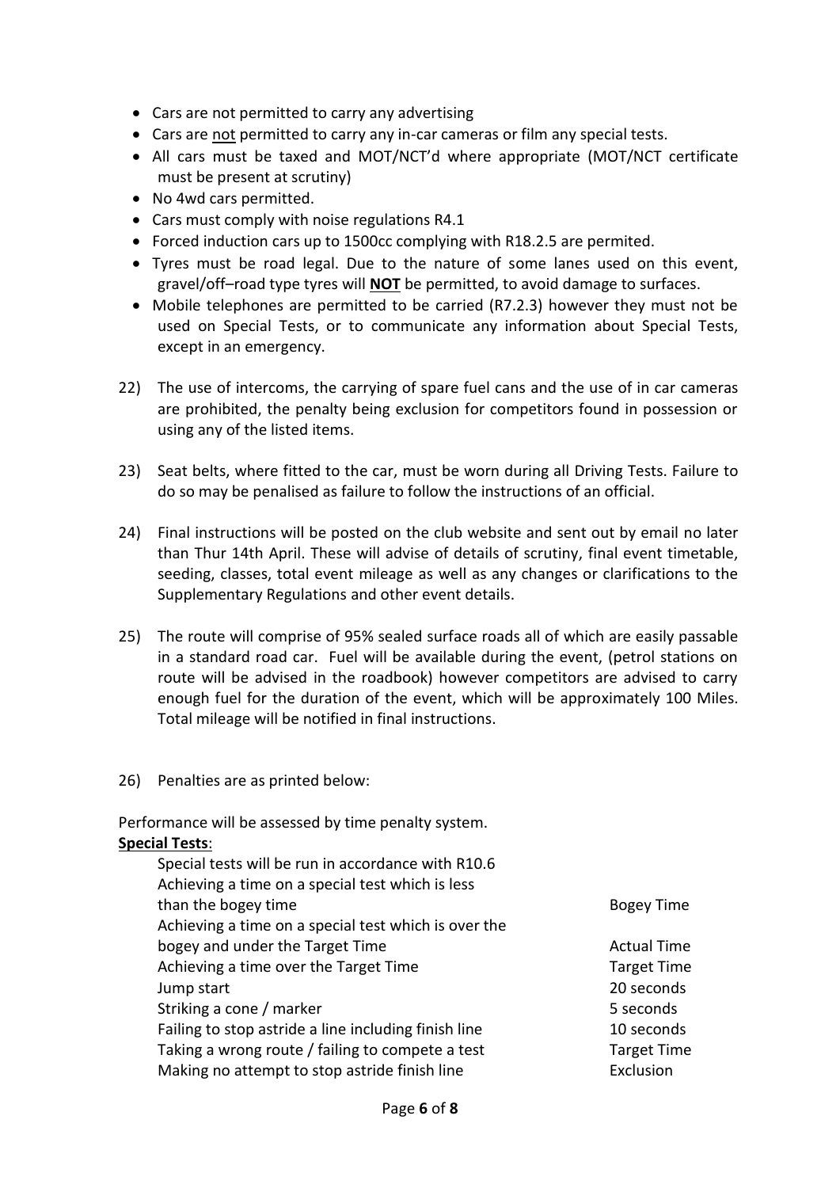- Cars are not permitted to carry any advertising
- Cars are not permitted to carry any in-car cameras or film any special tests.
- All cars must be taxed and MOT/NCT'd where appropriate (MOT/NCT certificate must be present at scrutiny)
- No 4wd cars permitted.
- Cars must comply with noise regulations R4.1
- Forced induction cars up to 1500cc complying with R18.2.5 are permited.
- Tyres must be road legal. Due to the nature of some lanes used on this event, gravel/off–road type tyres will **NOT** be permitted, to avoid damage to surfaces.
- Mobile telephones are permitted to be carried (R7.2.3) however they must not be used on Special Tests, or to communicate any information about Special Tests, except in an emergency.

22) The use of intercoms, the carrying of spare fuel cans and the use of in car cameras are prohibited, the penalty being exclusion for competitors found in possession or using any of the listed items.

23) Seat belts, where fitted to the car, must be worn during all Driving Tests. Failure to do so may be penalised as failure to follow the instructions of an official.

24) Final instructions will be posted on the club website and sent out by email no later than Thur 14th April. These will advise of details of scrutiny, final event timetable, seeding, classes, total event mileage as well as any changes or clarifications to the Supplementary Regulations and other event details.

25) The route will comprise of 95% sealed surface roads all of which are easily passable in a standard road car. Fuel will be available during the event, (petrol stations on route will be advised in the roadbook) however competitors are advised to carry enough fuel for the duration of the event, which will be approximately 100 Miles. Total mileage will be notified in final instructions.

26) Penalties are as printed below:

Performance will be assessed by time penalty system.

**Special Tests**:

Special tests will be run in accordance with R10.6

| | |
|---|---|
| Achieving a time on a special test which is less than the bogey time | Bogey Time |
| Achieving a time on a special test which is over the bogey and under the Target Time | Actual Time |
| Achieving a time over the Target Time | Target Time |
| Jump start | 20 seconds |
| Striking a cone / marker | 5 seconds |
| Failing to stop astride a line including finish line | 10 seconds |
| Taking a wrong route / failing to compete a test | Target Time |
| Making no attempt to stop astride finish line | Exclusion |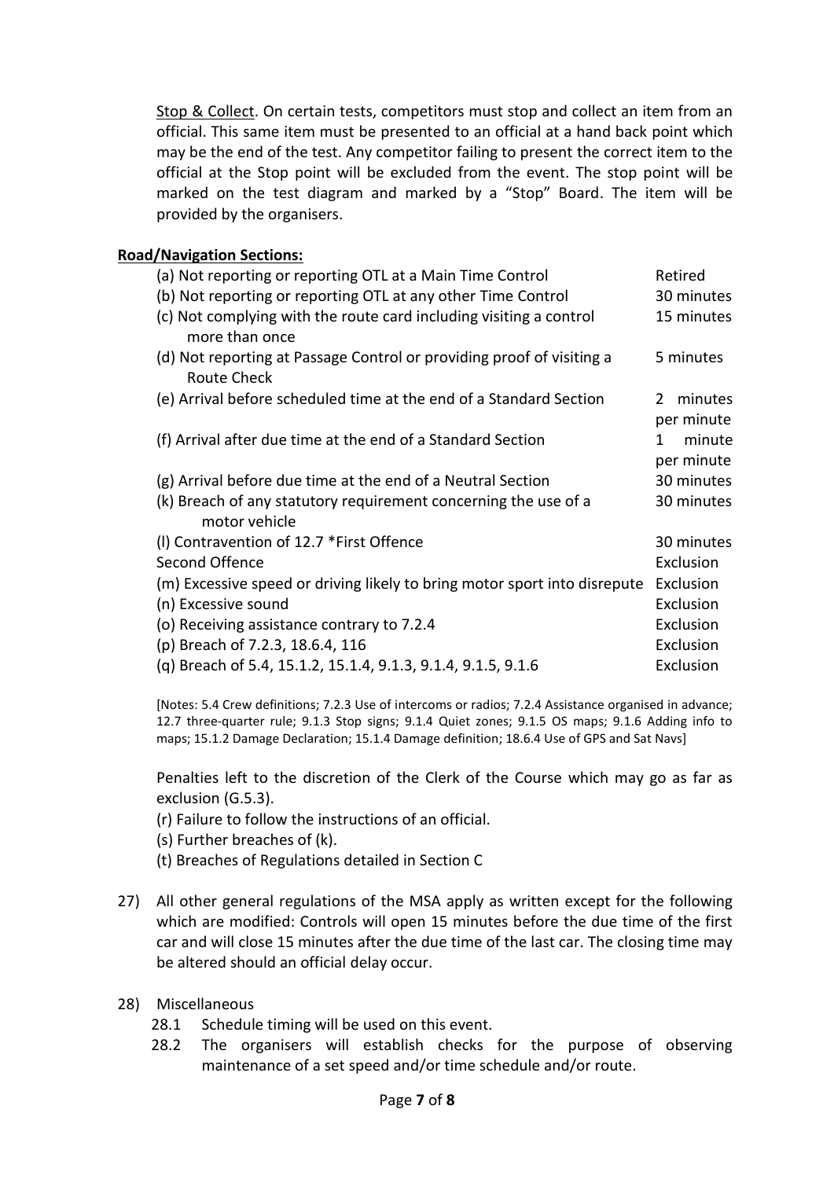Stop & Collect. On certain tests, competitors must stop and collect an item from an official. This same item must be presented to an official at a hand back point which may be the end of the test. Any competitor failing to present the correct item to the official at the Stop point will be excluded from the event. The stop point will be marked on the test diagram and marked by a "Stop" Board. The item will be provided by the organisers.

**Road/Navigation Sections:**

| | |
|---|---|
| (a) Not reporting or reporting OTL at a Main Time Control | Retired |
| (b) Not reporting or reporting OTL at any other Time Control | 30 minutes |
| (c) Not complying with the route card including visiting a control more than once | 15 minutes |
| (d) Not reporting at Passage Control or providing proof of visiting a Route Check | 5 minutes |
| (e) Arrival before scheduled time at the end of a Standard Section | 2 minutes per minute |
| (f) Arrival after due time at the end of a Standard Section | 1 minute per minute |
| (g) Arrival before due time at the end of a Neutral Section | 30 minutes |
| (k) Breach of any statutory requirement concerning the use of a motor vehicle | 30 minutes |
| (l) Contravention of 12.7 *First Offence | 30 minutes |
| Second Offence | Exclusion |
| (m) Excessive speed or driving likely to bring motor sport into disrepute | Exclusion |
| (n) Excessive sound | Exclusion |
| (o) Receiving assistance contrary to 7.2.4 | Exclusion |
| (p) Breach of 7.2.3, 18.6.4, 116 | Exclusion |
| (q) Breach of 5.4, 15.1.2, 15.1.4, 9.1.3, 9.1.4, 9.1.5, 9.1.6 | Exclusion |

[Notes: 5.4 Crew definitions; 7.2.3 Use of intercoms or radios; 7.2.4 Assistance organised in advance; 12.7 three-quarter rule; 9.1.3 Stop signs; 9.1.4 Quiet zones; 9.1.5 OS maps; 9.1.6 Adding info to maps; 15.1.2 Damage Declaration; 15.1.4 Damage definition; 18.6.4 Use of GPS and Sat Navs]

Penalties left to the discretion of the Clerk of the Course which may go as far as exclusion (G.5.3).

(r) Failure to follow the instructions of an official.
(s) Further breaches of (k).
(t) Breaches of Regulations detailed in Section C

27) All other general regulations of the MSA apply as written except for the following which are modified: Controls will open 15 minutes before the due time of the first car and will close 15 minutes after the due time of the last car. The closing time may be altered should an official delay occur.

28) Miscellaneous
  28.1 Schedule timing will be used on this event.
  28.2 The organisers will establish checks for the purpose of observing maintenance of a set speed and/or time schedule and/or route.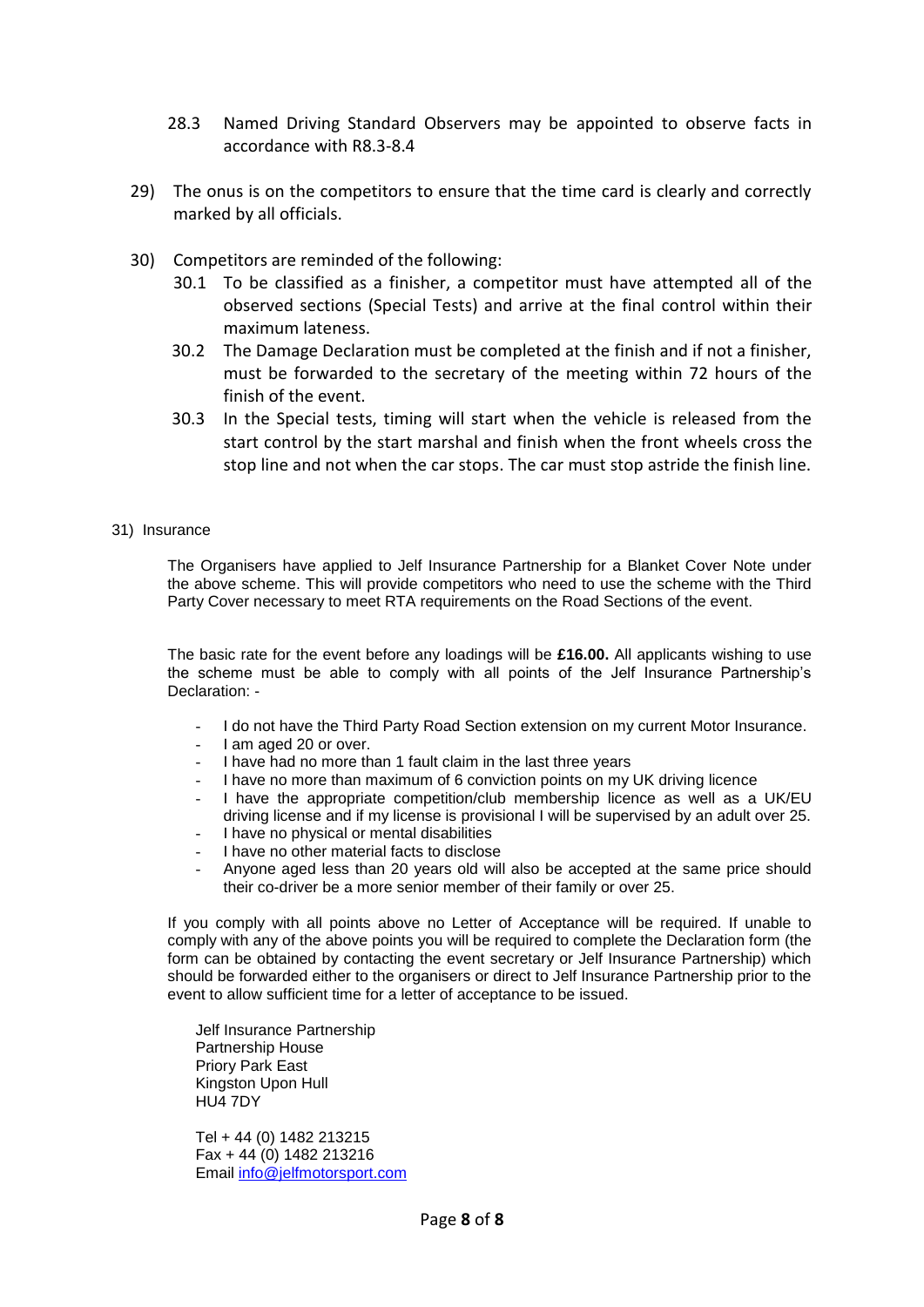28.3 Named Driving Standard Observers may be appointed to observe facts in accordance with R8.3-8.4

29) The onus is on the competitors to ensure that the time card is clearly and correctly marked by all officials.

30) Competitors are reminded of the following:

30.1 To be classified as a finisher, a competitor must have attempted all of the observed sections (Special Tests) and arrive at the final control within their maximum lateness.

30.2 The Damage Declaration must be completed at the finish and if not a finisher, must be forwarded to the secretary of the meeting within 72 hours of the finish of the event.

30.3 In the Special tests, timing will start when the vehicle is released from the start control by the start marshal and finish when the front wheels cross the stop line and not when the car stops. The car must stop astride the finish line.

31) Insurance

The Organisers have applied to Jelf Insurance Partnership for a Blanket Cover Note under the above scheme. This will provide competitors who need to use the scheme with the Third Party Cover necessary to meet RTA requirements on the Road Sections of the event.

The basic rate for the event before any loadings will be **£16.00.** All applicants wishing to use the scheme must be able to comply with all points of the Jelf Insurance Partnership's Declaration: -

- I do not have the Third Party Road Section extension on my current Motor Insurance.
- I am aged 20 or over.
- I have had no more than 1 fault claim in the last three years
- I have no more than maximum of 6 conviction points on my UK driving licence
- I have the appropriate competition/club membership licence as well as a UK/EU driving license and if my license is provisional I will be supervised by an adult over 25.
- I have no physical or mental disabilities
- I have no other material facts to disclose
- Anyone aged less than 20 years old will also be accepted at the same price should their co-driver be a more senior member of their family or over 25.

If you comply with all points above no Letter of Acceptance will be required. If unable to comply with any of the above points you will be required to complete the Declaration form (the form can be obtained by contacting the event secretary or Jelf Insurance Partnership) which should be forwarded either to the organisers or direct to Jelf Insurance Partnership prior to the event to allow sufficient time for a letter of acceptance to be issued.

Jelf Insurance Partnership
Partnership House
Priory Park East
Kingston Upon Hull
HU4 7DY

Tel + 44 (0) 1482 213215
Fax + 44 (0) 1482 213216
Email info@jelfmotorsport.com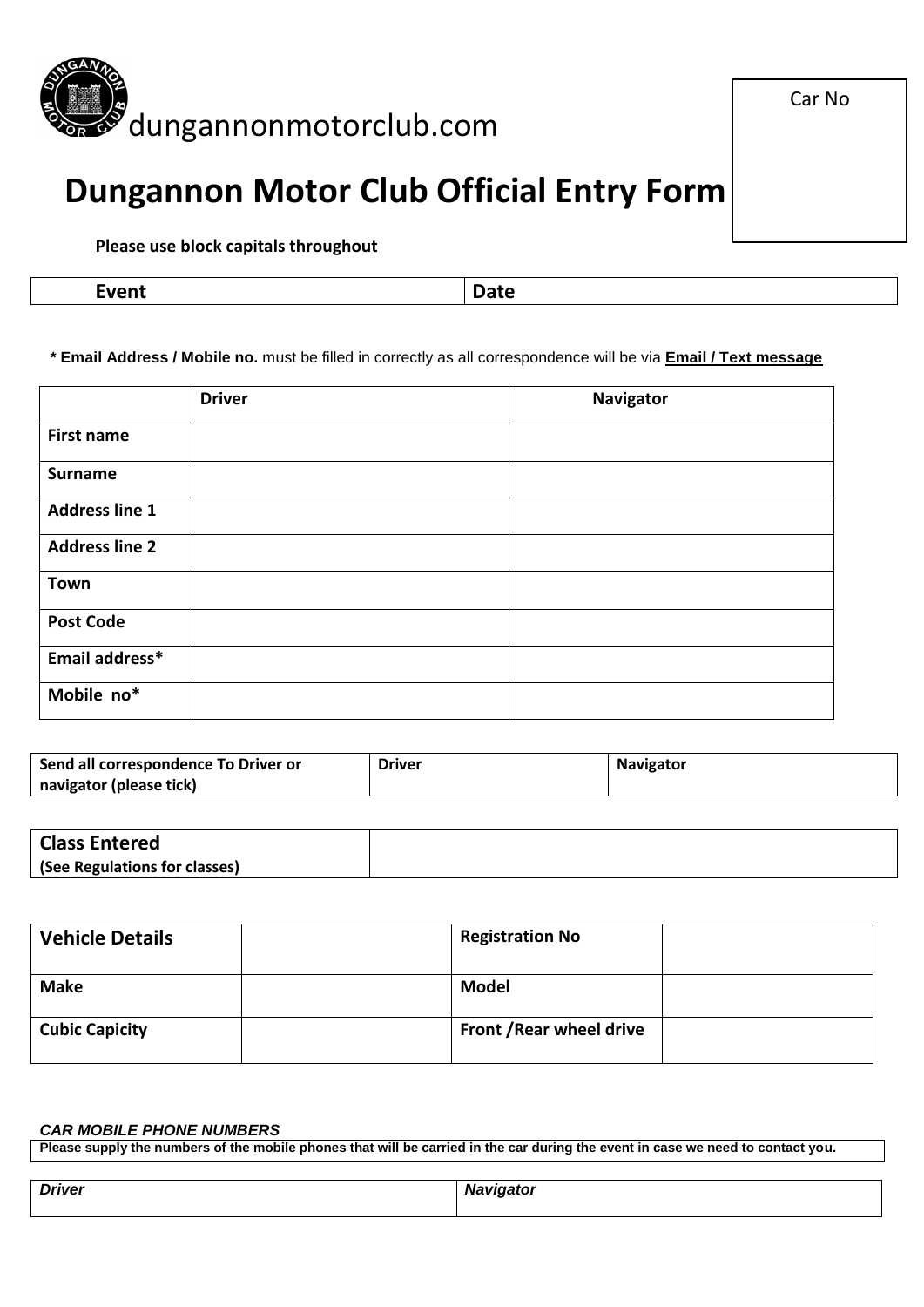dungannonmotorclub.com

| Car No |
|---|
| |

# Dungannon Motor Club Official Entry Form

**Please use block capitals throughout**

| **Event** | **Date** |
|---|---|

**\* Email Address / Mobile no.** must be filled in correctly as all correspondence will be via **Email / Text message**

| | **Driver** | **Navigator** |
|---|---|---|
| **First name** | | |
| **Surname** | | |
| **Address line 1** | | |
| **Address line 2** | | |
| **Town** | | |
| **Post Code** | | |
| **Email address*** | | |
| **Mobile no*** | | |

| **Send all correspondence To Driver or navigator (please tick)** | **Driver** | **Navigator** |
|---|---|---|

| **Class Entered** (See Regulations for classes) | |
|---|---|

| **Vehicle Details** | | **Registration No** | |
|---|---|---|---|
| **Make** | | **Model** | |
| **Cubic Capicity** | | **Front /Rear wheel drive** | |

***CAR MOBILE PHONE NUMBERS***

**Please supply the numbers of the mobile phones that will be carried in the car during the event in case we need to contact you.**

| ***Driver*** | ***Navigator*** |
|---|---|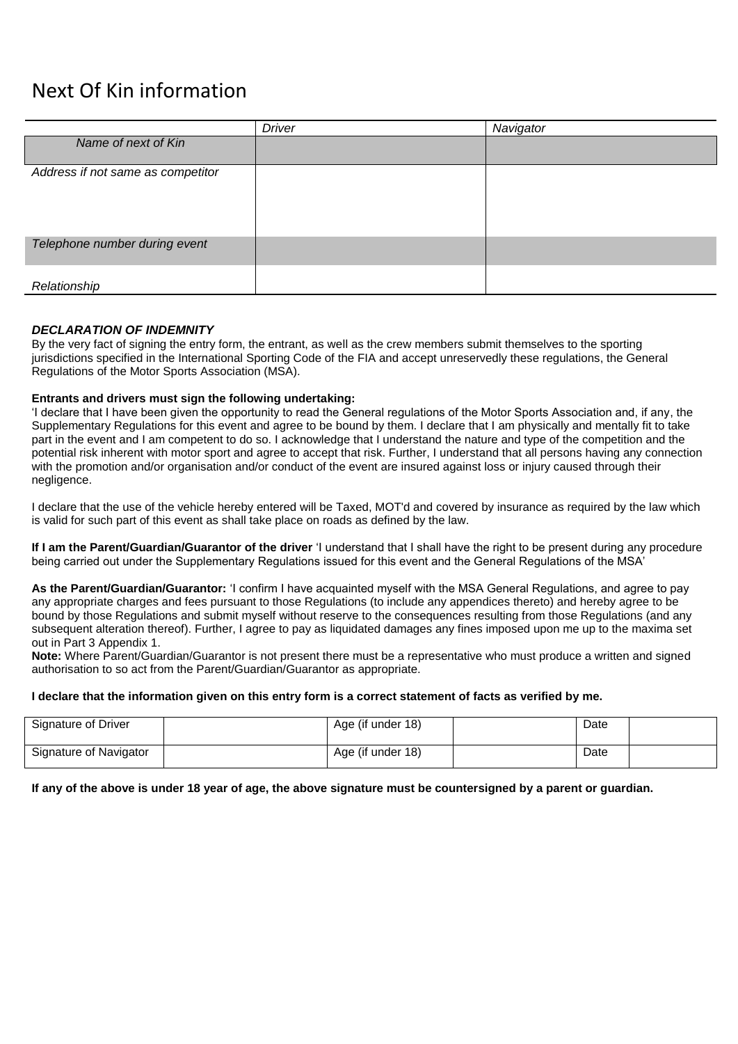# Next Of Kin information

| | *Driver* | *Navigator* |
|---|---|---|
| *Name of next of Kin* | | |
| *Address if not same as competitor* | | |
| *Telephone number during event* | | |
| *Relationship* | | |

***DECLARATION OF INDEMNITY***

By the very fact of signing the entry form, the entrant, as well as the crew members submit themselves to the sporting jurisdictions specified in the International Sporting Code of the FIA and accept unreservedly these regulations, the General Regulations of the Motor Sports Association (MSA).

**Entrants and drivers must sign the following undertaking:**

'I declare that I have been given the opportunity to read the General regulations of the Motor Sports Association and, if any, the Supplementary Regulations for this event and agree to be bound by them. I declare that I am physically and mentally fit to take part in the event and I am competent to do so. I acknowledge that I understand the nature and type of the competition and the potential risk inherent with motor sport and agree to accept that risk. Further, I understand that all persons having any connection with the promotion and/or organisation and/or conduct of the event are insured against loss or injury caused through their negligence.

I declare that the use of the vehicle hereby entered will be Taxed, MOT'd and covered by insurance as required by the law which is valid for such part of this event as shall take place on roads as defined by the law.

**If I am the Parent/Guardian/Guarantor of the driver** 'I understand that I shall have the right to be present during any procedure being carried out under the Supplementary Regulations issued for this event and the General Regulations of the MSA'

**As the Parent/Guardian/Guarantor:** 'I confirm I have acquainted myself with the MSA General Regulations, and agree to pay any appropriate charges and fees pursuant to those Regulations (to include any appendices thereto) and hereby agree to be bound by those Regulations and submit myself without reserve to the consequences resulting from those Regulations (and any subsequent alteration thereof). Further, I agree to pay as liquidated damages any fines imposed upon me up to the maxima set out in Part 3 Appendix 1.

**Note:** Where Parent/Guardian/Guarantor is not present there must be a representative who must produce a written and signed authorisation to so act from the Parent/Guardian/Guarantor as appropriate.

**I declare that the information given on this entry form is a correct statement of facts as verified by me.**

| Signature of Driver | | Age (if under 18) | | Date | |
|---|---|---|---|---|---|
| Signature of Navigator | | Age (if under 18) | | Date | |

**If any of the above is under 18 year of age, the above signature must be countersigned by a parent or guardian.**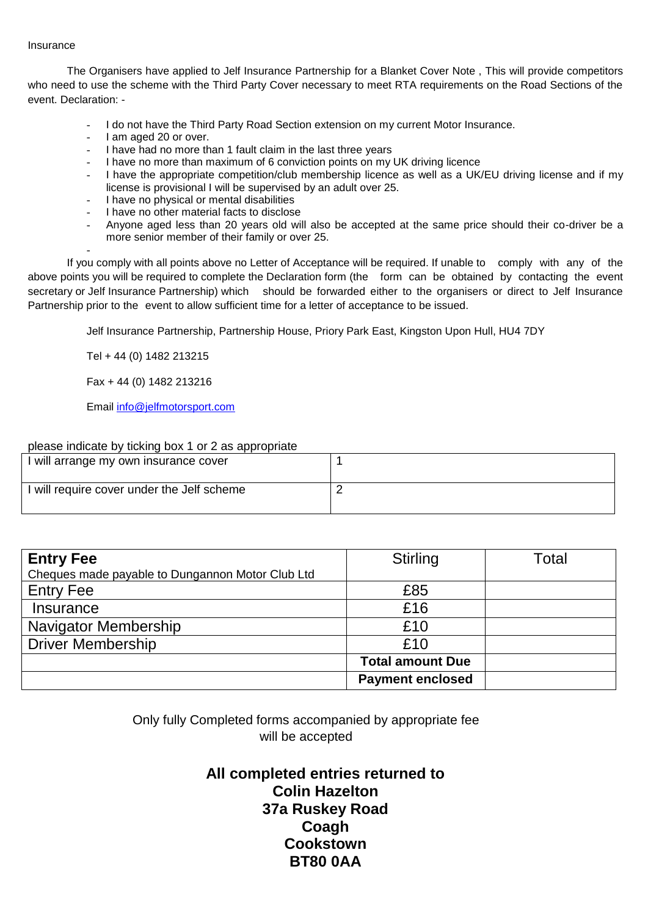Insurance

The Organisers have applied to Jelf Insurance Partnership for a Blanket Cover Note , This will provide competitors who need to use the scheme with the Third Party Cover necessary to meet RTA requirements on the Road Sections of the event. Declaration: -

- I do not have the Third Party Road Section extension on my current Motor Insurance.
- I am aged 20 or over.
- I have had no more than 1 fault claim in the last three years
- I have no more than maximum of 6 conviction points on my UK driving licence
- I have the appropriate competition/club membership licence as well as a UK/EU driving license and if my license is provisional I will be supervised by an adult over 25.
- I have no physical or mental disabilities
- I have no other material facts to disclose
- Anyone aged less than 20 years old will also be accepted at the same price should their co-driver be a more senior member of their family or over 25.
-

If you comply with all points above no Letter of Acceptance will be required. If unable to comply with any of the above points you will be required to complete the Declaration form (the form can be obtained by contacting the event secretary or Jelf Insurance Partnership) which should be forwarded either to the organisers or direct to Jelf Insurance Partnership prior to the event to allow sufficient time for a letter of acceptance to be issued.

Jelf Insurance Partnership, Partnership House, Priory Park East, Kingston Upon Hull, HU4 7DY

Tel + 44 (0) 1482 213215

Fax + 44 (0) 1482 213216

Email info@jelfmotorsport.com

please indicate by ticking box 1 or 2 as appropriate

| | |
|---|---|
| I will arrange my own insurance cover | 1 |
| I will require cover under the Jelf scheme | 2 |

| **Entry Fee**<br>Cheques made payable to Dungannon Motor Club Ltd | Stirling | Total |
|---|---|---|
| Entry Fee | £85 | |
| Insurance | £16 | |
| Navigator Membership | £10 | |
| Driver Membership | £10 | |
| | **Total amount Due** | |
| | **Payment enclosed** | |

Only fully Completed forms accompanied by appropriate fee will be accepted

**All completed entries returned to**
**Colin Hazelton**
**37a Ruskey Road**
**Coagh**
**Cookstown**
**BT80 0AA**